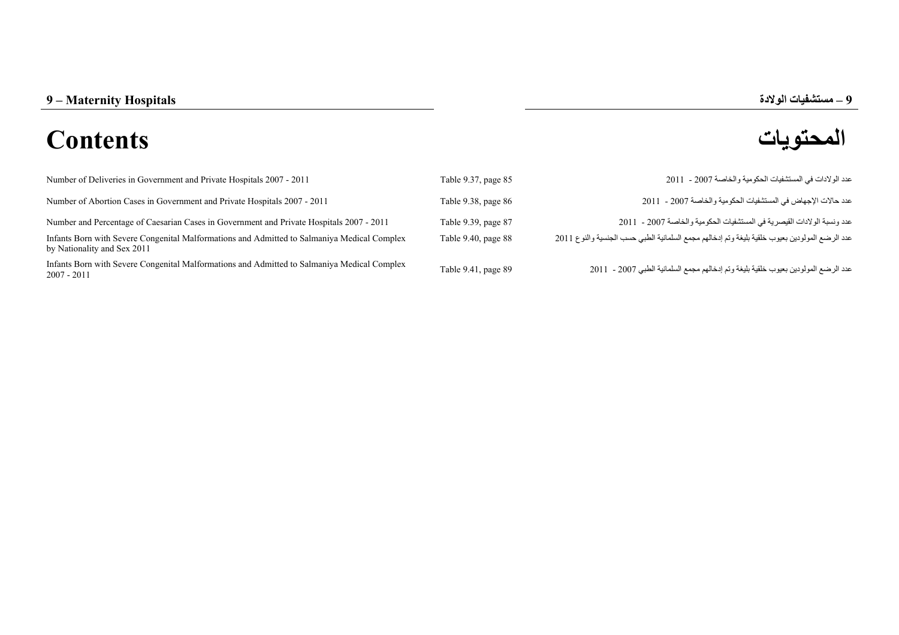# 9 – Maternity Hospitals

# 9 – مستشفيات الولادة

# Contents

# المحتويات

| | | |
|---|---|---|
| Number of Deliveries in Government and Private Hospitals 2007 - 2011 | Table 9.37, page 85 | عدد الولادات في المستشفيات الحكومية والخاصة 2007 - 2011 |
| Number of Abortion Cases in Government and Private Hospitals 2007 - 2011 | Table 9.38, page 86 | عدد حالات الإجهاض في المستشفيات الحكومية والخاصة 2007 - 2011 |
| Number and Percentage of Caesarian Cases in Government and Private Hospitals 2007 - 2011 | Table 9.39, page 87 | عدد ونسبة الولادات القيصرية في المستشفيات الحكومية والخاصة 2007 - 2011 |
| Infants Born with Severe Congenital Malformations and Admitted to Salmaniya Medical Complex by Nationality and Sex 2011 | Table 9.40, page 88 | عدد الرضع المولودين بعيوب خلقية بليغة وتم إدخالهم مجمع السلمانية الطبي حسب الجنسية والنوع 2011 |
| Infants Born with Severe Congenital Malformations and Admitted to Salmaniya Medical Complex 2007 - 2011 | Table 9.41, page 89 | عدد الرضع المولودين بعيوب خلقية بليغة وتم إدخالهم مجمع السلمانية الطبي 2007 - 2011 |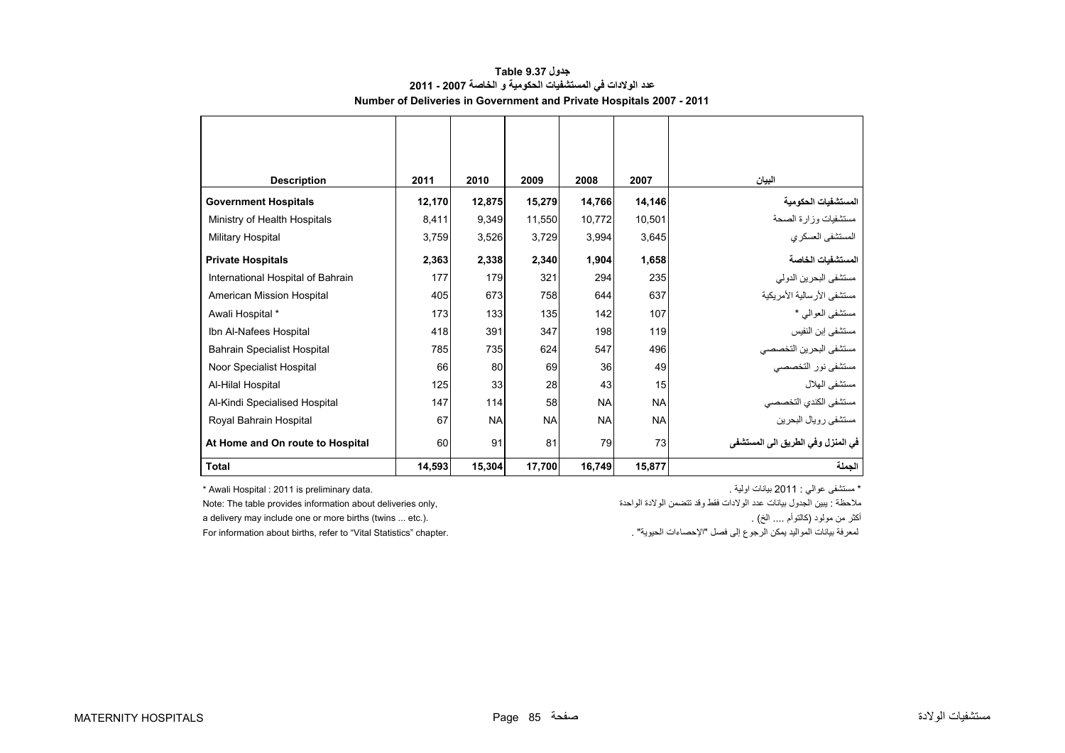# جدول Table 9.37

## عدد الولادات في المستشفيات الحكومية و الخاصة 2007 - 2011

## Number of Deliveries in Government and Private Hospitals 2007 - 2011

| Description | 2011 | 2010 | 2009 | 2008 | 2007 | البيان |
|---|---|---|---|---|---|---|
| **Government Hospitals** | **12,170** | **12,875** | **15,279** | **14,766** | **14,146** | **المستشفيات الحكومية** |
| Ministry of Health Hospitals | 8,411 | 9,349 | 11,550 | 10,772 | 10,501 | مستشفيات وزارة الصحة |
| Military Hospital | 3,759 | 3,526 | 3,729 | 3,994 | 3,645 | المستشفى العسكري |
| **Private Hospitals** | **2,363** | **2,338** | **2,340** | **1,904** | **1,658** | **المستشفيات الخاصة** |
| International Hospital of Bahrain | 177 | 179 | 321 | 294 | 235 | مستشفى البحرين الدولي |
| American Mission Hospital | 405 | 673 | 758 | 644 | 637 | مستشفى الأرسالية الأمريكية |
| Awali Hospital * | 173 | 133 | 135 | 142 | 107 | مستشفى العوالي * |
| Ibn Al-Nafees Hospital | 418 | 391 | 347 | 198 | 119 | مستشفى إبن النفيس |
| Bahrain Specialist Hospital | 785 | 735 | 624 | 547 | 496 | مستشفى البحرين التخصصي |
| Noor Specialist Hospital | 66 | 80 | 69 | 36 | 49 | مستشفى نور التخصصي |
| Al-Hilal Hospital | 125 | 33 | 28 | 43 | 15 | مستشفى الهلال |
| Al-Kindi Specialised Hospital | 147 | 114 | 58 | NA | NA | مستشفى الكندي التخصصي |
| Royal Bahrain Hospital | 67 | NA | NA | NA | NA | مستشفى رويال البحرين |
| **At Home and On route to Hospital** | 60 | 91 | 81 | 79 | 73 | **في المنزل وفي الطريق الى المستشفى** |
| **Total** | **14,593** | **15,304** | **17,700** | **16,749** | **15,877** | **الجملة** |

\* Awali Hospital : 2011 is preliminary data.

Note: The table provides information about deliveries only,
a delivery may include one or more births (twins ... etc.).
For information about births, refer to "Vital Statistics" chapter.

\* مستشفى عوالي : 2011 بيانات اولية .

ملاحظة : يبين الجدول بيانات عدد الولادات فقط وقد تتضمن الولادة الواحدة
أكثر من مولود (كالتوأم .... الخ) .
لمعرفة بيانات المواليد يمكن الرجوع إلى فصل "الإحصاءات الحيوية" .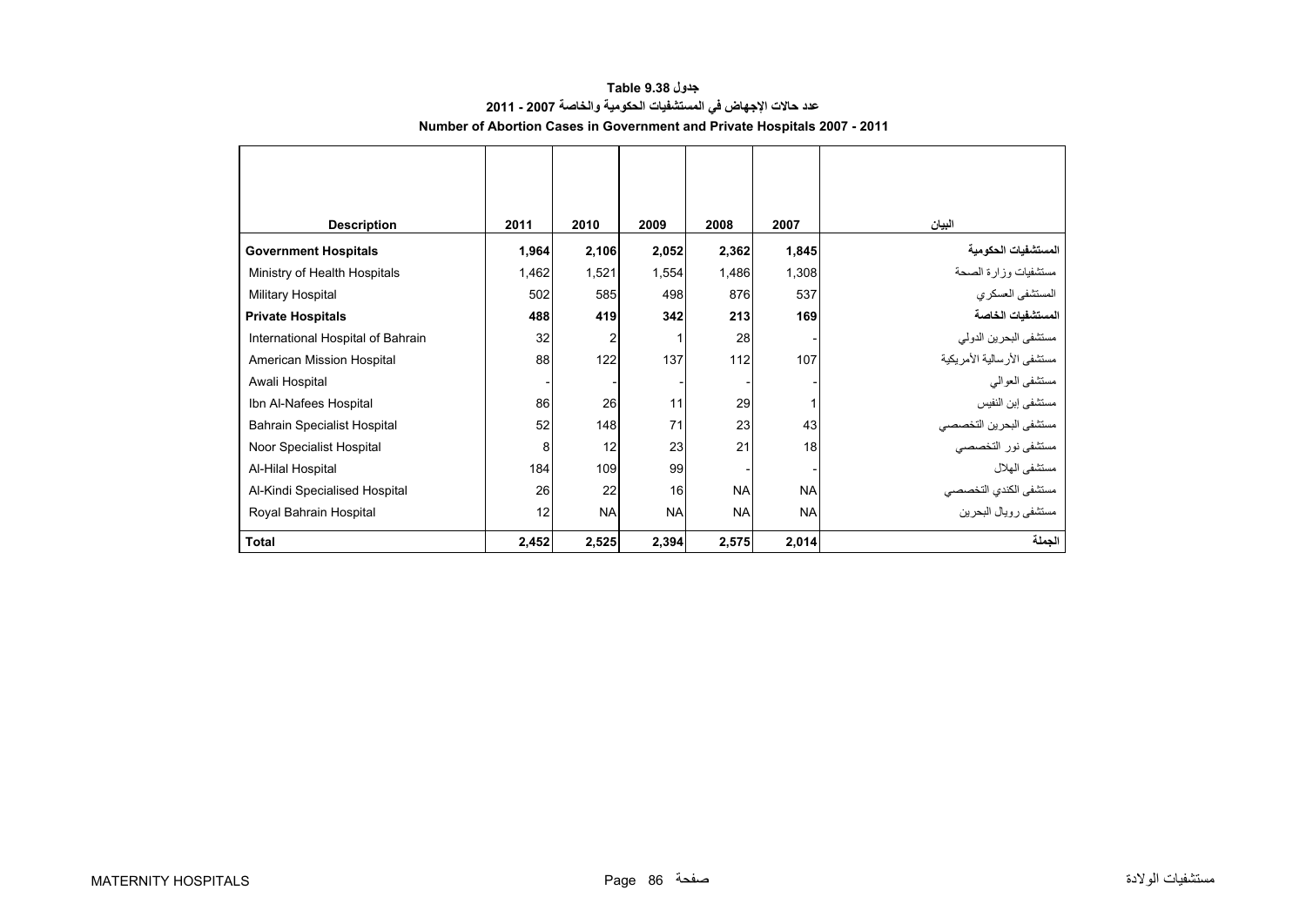**جدول 9.38 Table**

**عدد حالات الإجهاض في المستشفيات الحكومية والخاصة 2007 - 2011**

**Number of Abortion Cases in Government and Private Hospitals 2007 - 2011**

| Description | 2011 | 2010 | 2009 | 2008 | 2007 | البيان |
|---|---|---|---|---|---|---|
| **Government Hospitals** | **1,964** | **2,106** | **2,052** | **2,362** | **1,845** | **المستشفيات الحكومية** |
| Ministry of Health Hospitals | 1,462 | 1,521 | 1,554 | 1,486 | 1,308 | مستشفيات وزارة الصحة |
| Military Hospital | 502 | 585 | 498 | 876 | 537 | المستشفى العسكري |
| **Private Hospitals** | **488** | **419** | **342** | **213** | **169** | **المستشفيات الخاصة** |
| International Hospital of Bahrain | 32 | 2 | 1 | 28 | - | مستشفى البحرين الدولي |
| American Mission Hospital | 88 | 122 | 137 | 112 | 107 | مستشفى الأرسالية الأمريكية |
| Awali Hospital | - | - | - | - | - | مستشفى العوالي |
| Ibn Al-Nafees Hospital | 86 | 26 | 11 | 29 | 1 | مستشفى إبن النفيس |
| Bahrain Specialist Hospital | 52 | 148 | 71 | 23 | 43 | مستشفى البحرين التخصصي |
| Noor Specialist Hospital | 8 | 12 | 23 | 21 | 18 | مستشفى نور التخصصي |
| Al-Hilal Hospital | 184 | 109 | 99 | - | - | مستشفى الهلال |
| Al-Kindi Specialised Hospital | 26 | 22 | 16 | NA | NA | مستشفى الكندي التخصصي |
| Royal Bahrain Hospital | 12 | NA | NA | NA | NA | مستشفى رويال البحرين |
| **Total** | **2,452** | **2,525** | **2,394** | **2,575** | **2,014** | **الجملة** |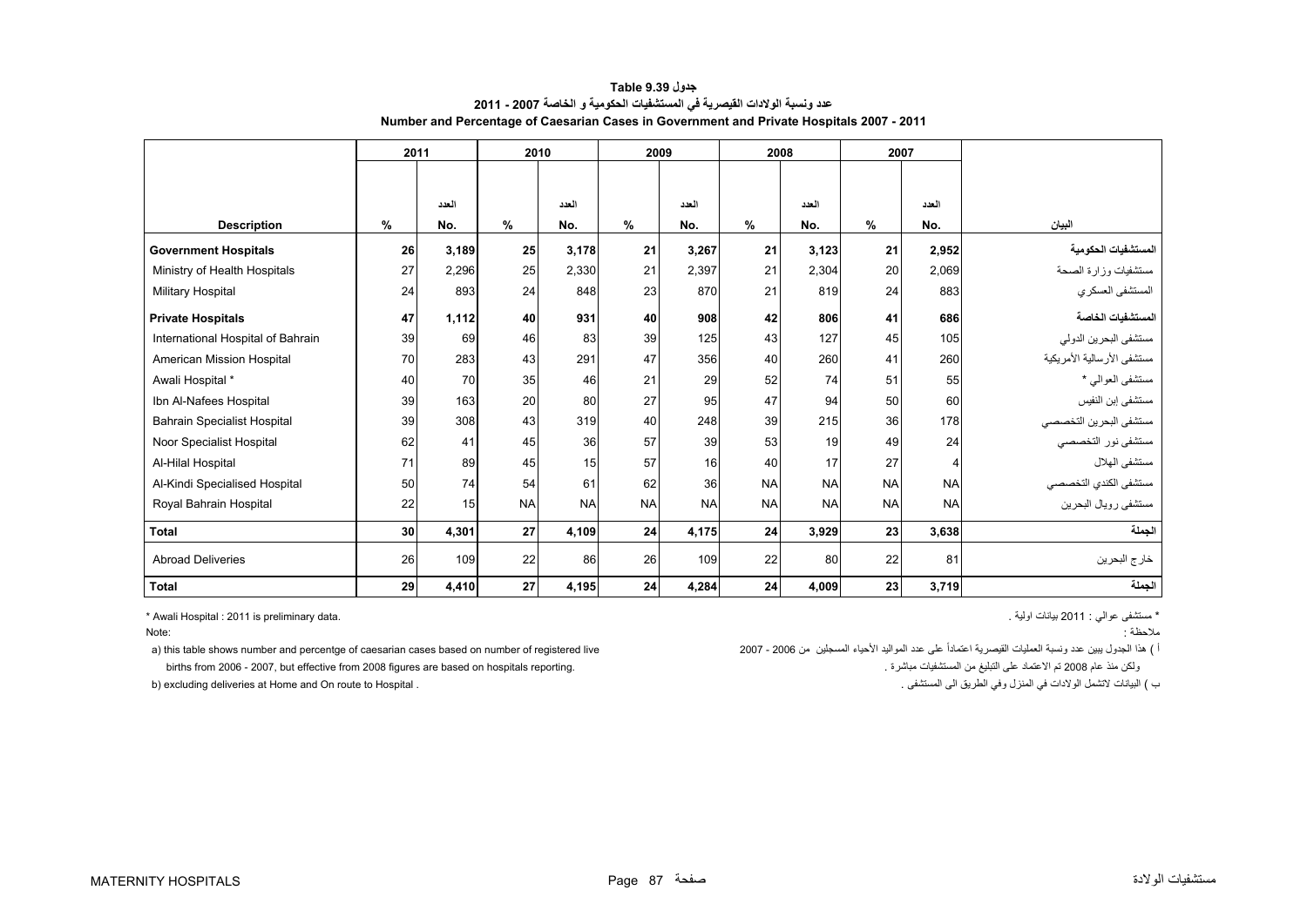# جدول Table 9.39

## عدد ونسبة الولادات القيصرية في المستشفيات الحكومية و الخاصة 2007 - 2011

## Number and Percentage of Caesarian Cases in Government and Private Hospitals 2007 - 2011

| | 2011 | | 2010 | | 2009 | | 2008 | | 2007 | | |
|---|---|---|---|---|---|---|---|---|---|---|---|
| | | العدد | | العدد | | العدد | | العدد | | العدد | |
| **Description** | **%** | **No.** | **%** | **No.** | **%** | **No.** | **%** | **No.** | **%** | **No.** | **البيان** |
| **Government Hospitals** | **26** | **3,189** | **25** | **3,178** | **21** | **3,267** | **21** | **3,123** | **21** | **2,952** | **المستشفيات الحكومية** |
| Ministry of Health Hospitals | 27 | 2,296 | 25 | 2,330 | 21 | 2,397 | 21 | 2,304 | 20 | 2,069 | مستشفيات وزارة الصحة |
| Military Hospital | 24 | 893 | 24 | 848 | 23 | 870 | 21 | 819 | 24 | 883 | المستشفى العسكري |
| **Private Hospitals** | **47** | **1,112** | **40** | **931** | **40** | **908** | **42** | **806** | **41** | **686** | **المستشفيات الخاصة** |
| International Hospital of Bahrain | 39 | 69 | 46 | 83 | 39 | 125 | 43 | 127 | 45 | 105 | مستشفى البحرين الدولي |
| American Mission Hospital | 70 | 283 | 43 | 291 | 47 | 356 | 40 | 260 | 41 | 260 | مستشفى الأرسالية الأمريكية |
| Awali Hospital * | 40 | 70 | 35 | 46 | 21 | 29 | 52 | 74 | 51 | 55 | مستشفى العوالي * |
| Ibn Al-Nafees Hospital | 39 | 163 | 20 | 80 | 27 | 95 | 47 | 94 | 50 | 60 | مستشفى إبن النفيس |
| Bahrain Specialist Hospital | 39 | 308 | 43 | 319 | 40 | 248 | 39 | 215 | 36 | 178 | مستشفى البحرين التخصصي |
| Noor Specialist Hospital | 62 | 41 | 45 | 36 | 57 | 39 | 53 | 19 | 49 | 24 | مستشفى نور التخصصي |
| Al-Hilal Hospital | 71 | 89 | 45 | 15 | 57 | 16 | 40 | 17 | 27 | 4 | مستشفى الهلال |
| Al-Kindi Specialised Hospital | 50 | 74 | 54 | 61 | 62 | 36 | NA | NA | NA | NA | مستشفى الكندي التخصصي |
| Royal Bahrain Hospital | 22 | 15 | NA | NA | NA | NA | NA | NA | NA | NA | مستشفى رويال البحرين |
| **Total** | **30** | **4,301** | **27** | **4,109** | **24** | **4,175** | **24** | **3,929** | **23** | **3,638** | **الجملة** |
| Abroad Deliveries | 26 | 109 | 22 | 86 | 26 | 109 | 22 | 80 | 22 | 81 | خارج البحرين |
| **Total** | **29** | **4,410** | **27** | **4,195** | **24** | **4,284** | **24** | **4,009** | **23** | **3,719** | **الجملة** |

* Awali Hospital : 2011 is preliminary data.

Note:

a) this table shows number and percentge of caesarian cases based on number of registered live births from 2006 - 2007, but effective from 2008 figures are based on hospitals reporting.

b) excluding deliveries at Home and On route to Hospital .

* مستشفى عوالي : 2011 بيانات اولية .

ملاحظة :

أ ) هذا الجدول يبين عدد ونسبة العمليات القيصرية اعتماداً على عدد المواليد الأحياء المسجلين من 2006 - 2007 ولكن منذ عام 2008 تم الاعتماد على التبليغ من المستشفيات مباشرة .

ب ) البيانات لاتشمل الولادات في المنزل وفي الطريق الى المستشفى .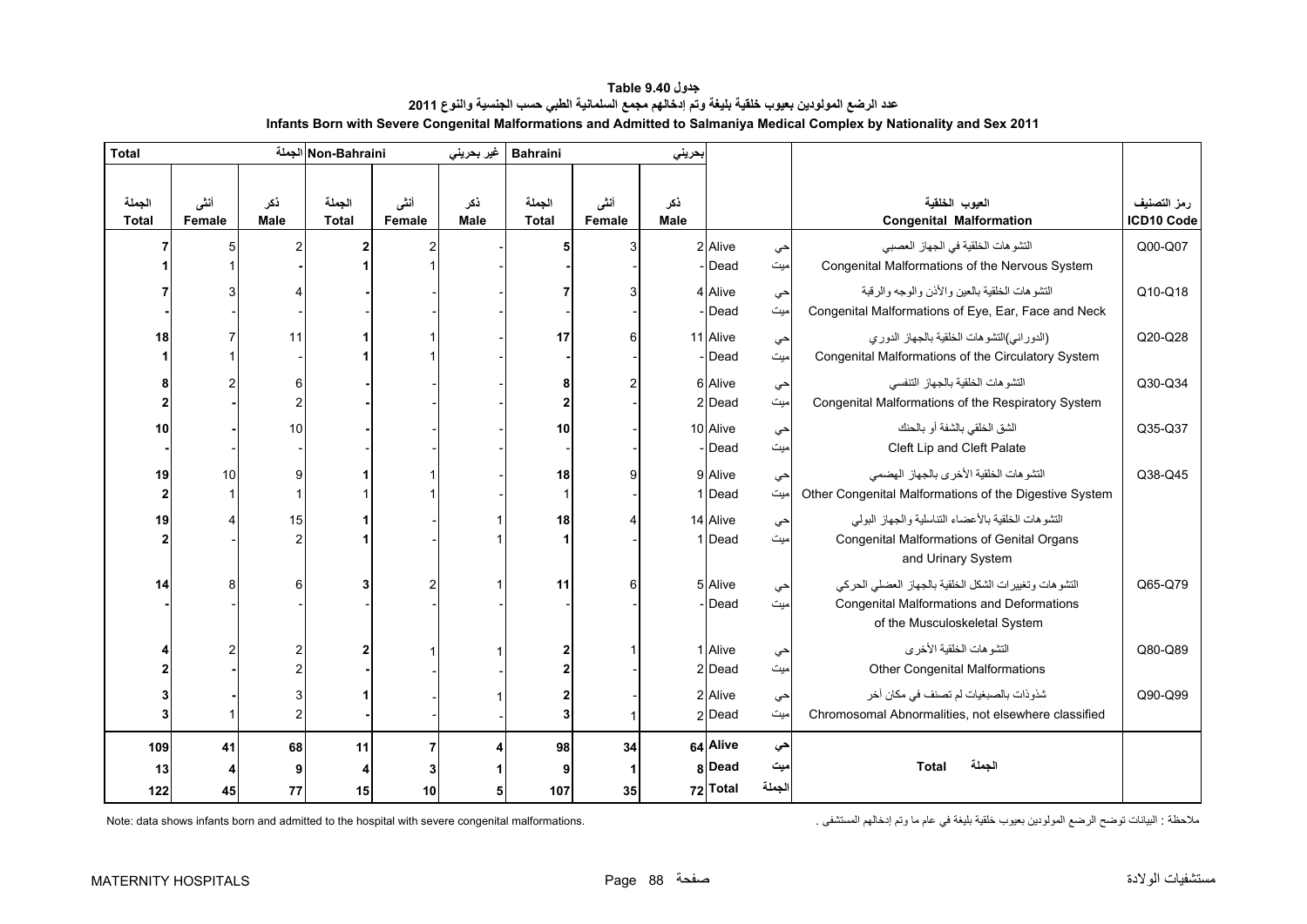# جدول Table 9.40

## عدد الرضع المولودين بعيوب خلقية بليغة وتم إدخالهم مجمع السلمانية الطبي حسب الجنسية والنوع 2011

## Infants Born with Severe Congenital Malformations and Admitted to Salmaniya Medical Complex by Nationality and Sex 2011

| Total الجملة | | | Non-Bahraini غير بحريني | | | Bahraini بحريني | | | | | | |
|---|---|---|---|---|---|---|---|---|---|---|---|---|
| الجملة Total | أنثى Female | ذكر Male | الجملة Total | أنثى Female | ذكر Male | الجملة Total | أنثى Female | ذكر Male | | | العيوب الخلقية Congenital Malformation | رمز التصنيف ICD10 Code |
| 7 | 5 | 2 | 2 | 2 | - | 5 | 3 | 2 | Alive | حي | التشوهات الخلقية في الجهاز العصبي Congenital Malformations of the Nervous System | Q00-Q07 |
| 1 | 1 | - | 1 | 1 | - | - | - | - | Dead | ميت | | |
| 7 | 3 | 4 | - | - | - | 7 | 3 | 4 | Alive | حي | التشوهات الخلقية بالعين والأذن والوجه والرقبة Congenital Malformations of Eye, Ear, Face and Neck | Q10-Q18 |
| - | - | - | - | - | - | - | - | - | Dead | ميت | | |
| 18 | 7 | 11 | 1 | 1 | - | 17 | 6 | 11 | Alive | حي | (الدوراني)التشوهات الخلقية بالجهاز الدوري Congenital Malformations of the Circulatory System | Q20-Q28 |
| 1 | 1 | - | 1 | 1 | - | - | - | - | Dead | ميت | | |
| 8 | 2 | 6 | - | - | - | 8 | 2 | 6 | Alive | حي | التشوهات الخلقية بالجهاز التنفسي Congenital Malformations of the Respiratory System | Q30-Q34 |
| 2 | - | 2 | - | - | - | 2 | - | 2 | Dead | ميت | | |
| 10 | - | 10 | - | - | - | 10 | - | 10 | Alive | حي | الشق الخلقي بالشفة أو بالحنك Cleft Lip and Cleft Palate | Q35-Q37 |
| - | - | - | - | - | - | - | - | - | Dead | ميت | | |
| 19 | 10 | 9 | 1 | 1 | - | 18 | 9 | 9 | Alive | حي | التشوهات الخلقية الأخرى بالجهاز الهضمي Other Congenital Malformations of the Digestive System | Q38-Q45 |
| 2 | 1 | 1 | 1 | 1 | - | 1 | - | 1 | Dead | ميت | | |
| 19 | 4 | 15 | 1 | - | 1 | 18 | 4 | 14 | Alive | حي | التشوهات الخلقية بالأعضاء التناسلية والجهاز البولي Congenital Malformations of Genital Organs and Urinary System | |
| 2 | - | 2 | 1 | - | 1 | 1 | - | 1 | Dead | ميت | | |
| 14 | 8 | 6 | 3 | 2 | 1 | 11 | 6 | 5 | Alive | حي | التشوهات وتغييرات الشكل الخلقية بالجهاز العضلي الحركي Congenital Malformations and Deformations of the Musculoskeletal System | Q65-Q79 |
| - | - | - | - | - | - | - | - | - | Dead | ميت | | |
| 4 | 2 | 2 | 2 | 1 | 1 | 2 | 1 | 1 | Alive | حي | التشوهات الخلقية الأخرى Other Congenital Malformations | Q80-Q89 |
| 2 | - | 2 | - | - | - | 2 | - | 2 | Dead | ميت | | |
| 3 | - | 3 | 1 | - | 1 | 2 | - | 2 | Alive | حي | شذوذات بالصبغيات لم تصنف في مكان آخر Chromosomal Abnormalities, not elsewhere classified | Q90-Q99 |
| 3 | 1 | 2 | - | - | - | 3 | 1 | 2 | Dead | ميت | | |
| **109** | **41** | **68** | **11** | **7** | **4** | **98** | **34** | **64** | **Alive** | **حي** | | |
| **13** | **4** | **9** | **4** | **3** | **1** | **9** | **1** | **8** | **Dead** | **ميت** | **Total الجملة** | |
| **122** | **45** | **77** | **15** | **10** | **5** | **107** | **35** | **72** | **Total** | **الجملة** | | |

Note: data shows infants born and admitted to the hospital with severe congenital malformations.

ملاحظة : البيانات توضح الرضع المولودين بعيوب خلقية بليغة في عام ما وتم إدخالهم المستشفى .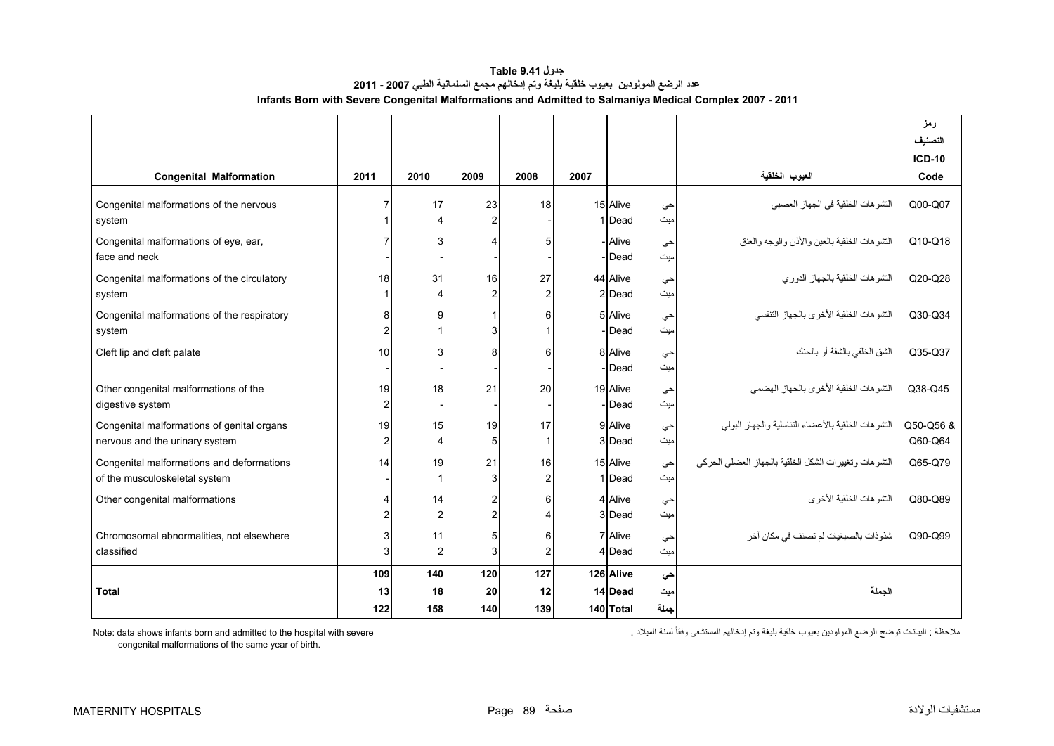# جدول Table 9.41

## عدد الرضع المولودين بعيوب خلقية بليغة وتم إدخالهم مجمع السلمانية الطبي 2007 - 2011

## Infants Born with Severe Congenital Malformations and Admitted to Salmaniya Medical Complex 2007 - 2011

| Congenital Malformation | 2011 | 2010 | 2009 | 2008 | 2007 | | | العيوب الخلقية | رمز التصنيف ICD-10 Code |
|---|---|---|---|---|---|---|---|---|---|
| Congenital malformations of the nervous system | 7 | 17 | 23 | 18 | 15 | Alive | حي | التشوهات الخلقية في الجهاز العصبي | Q00-Q07 |
| | 1 | 4 | 2 | - | 1 | Dead | ميت | | |
| Congenital malformations of eye, ear, face and neck | 7 | 3 | 4 | 5 | - | Alive | حي | التشوهات الخلقية بالعين والأذن والوجه والعنق | Q10-Q18 |
| | - | - | - | - | - | Dead | ميت | | |
| Congenital malformations of the circulatory system | 18 | 31 | 16 | 27 | 44 | Alive | حي | التشوهات الخلقية بالجهاز الدوري | Q20-Q28 |
| | 1 | 4 | 2 | 2 | 2 | Dead | ميت | | |
| Congenital malformations of the respiratory system | 8 | 9 | 1 | 6 | 5 | Alive | حي | التشوهات الخلقية الأخرى بالجهاز التنفسي | Q30-Q34 |
| | 2 | 1 | 3 | 1 | - | Dead | ميت | | |
| Cleft lip and cleft palate | 10 | 3 | 8 | 6 | 8 | Alive | حي | الشق الخلقي بالشفة أو بالحنك | Q35-Q37 |
| | - | - | - | - | - | Dead | ميت | | |
| Other congenital malformations of the digestive system | 19 | 18 | 21 | 20 | 19 | Alive | حي | التشوهات الخلقية الأخرى بالجهاز الهضمي | Q38-Q45 |
| | 2 | - | - | - | - | Dead | ميت | | |
| Congenital malformations of genital organs nervous and the urinary system | 19 | 15 | 19 | 17 | 9 | Alive | حي | التشوهات الخلقية بالأعضاء التناسلية والجهاز البولي | Q50-Q56 & Q60-Q64 |
| | 2 | 4 | 5 | 1 | 3 | Dead | ميت | | |
| Congenital malformations and deformations of the musculoskeletal system | 14 | 19 | 21 | 16 | 15 | Alive | حي | التشوهات وتغييرات الشكل الخلقية بالجهاز العضلي الحركي | Q65-Q79 |
| | - | 1 | 3 | 2 | 1 | Dead | ميت | | |
| Other congenital malformations | 4 | 14 | 2 | 6 | 4 | Alive | حي | التشوهات الخلقية الأخرى | Q80-Q89 |
| | 2 | 2 | 2 | 4 | 3 | Dead | ميت | | |
| Chromosomal abnormalities, not elsewhere classified | 3 | 11 | 5 | 6 | 7 | Alive | حي | شذوذات بالصبغيات لم تصنف في مكان آخر | Q90-Q99 |
| | 3 | 2 | 3 | 2 | 4 | Dead | ميت | | |
| **Total** | **109** | **140** | **120** | **127** | **126** | **Alive** | **حي** | **الجملة** | |
| | **13** | **18** | **20** | **12** | **14** | **Dead** | **ميت** | | |
| | **122** | **158** | **140** | **139** | **140** | **Total** | **جملة** | | |

Note: data shows infants born and admitted to the hospital with severe congenital malformations of the same year of birth.

ملاحظة : البيانات توضح الرضع المولودين بعيوب خلقية بليغة وتم إدخالهم المستشفى وفقاً لسنة الميلاد .